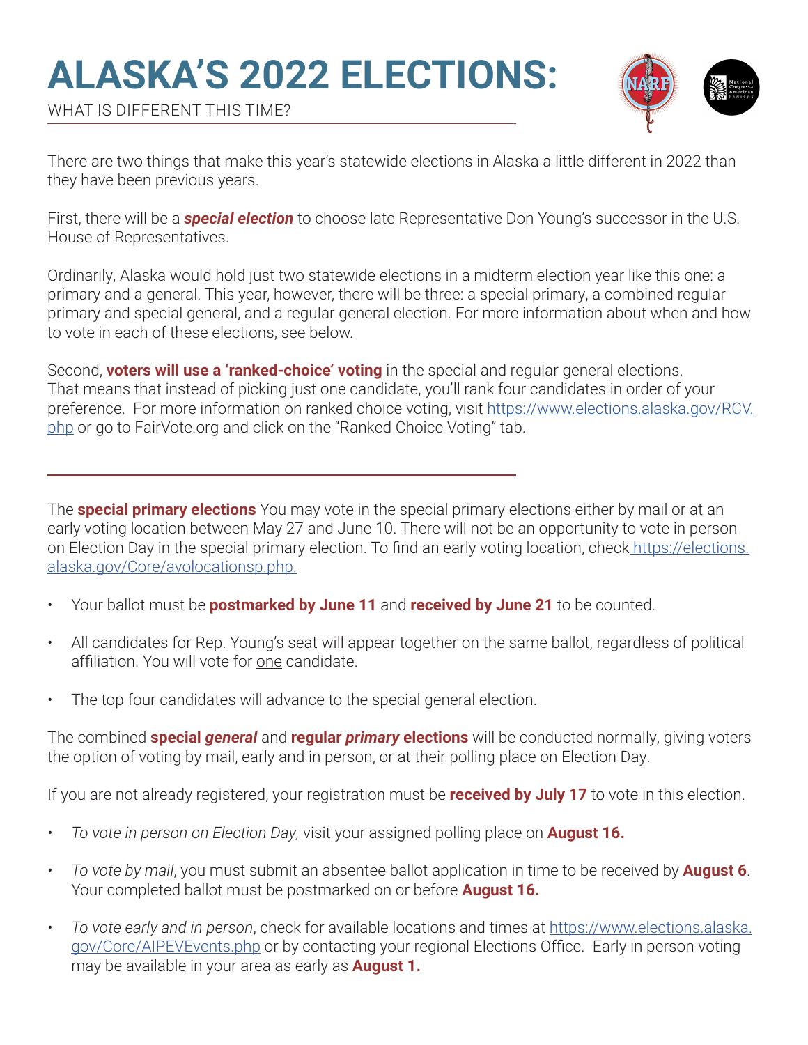# ALASKA'S 2022 ELECTIONS:

WHAT IS DIFFERENT THIS TIME?

There are two things that make this year's statewide elections in Alaska a little different in 2022 than they have been previous years.

First, there will be a ***special election*** to choose late Representative Don Young's successor in the U.S. House of Representatives.

Ordinarily, Alaska would hold just two statewide elections in a midterm election year like this one: a primary and a general. This year, however, there will be three: a special primary, a combined regular primary and special general, and a regular general election. For more information about when and how to vote in each of these elections, see below.

Second, **voters will use a 'ranked-choice' voting** in the special and regular general elections. That means that instead of picking just one candidate, you'll rank four candidates in order of your preference. For more information on ranked choice voting, visit https://www.elections.alaska.gov/RCV.php or go to FairVote.org and click on the "Ranked Choice Voting" tab.

---

The **special primary elections** You may vote in the special primary elections either by mail or at an early voting location between May 27 and June 10. There will not be an opportunity to vote in person on Election Day in the special primary election. To find an early voting location, check https://elections.alaska.gov/Core/avolocationsp.php.

- Your ballot must be **postmarked by June 11** and **received by June 21** to be counted.
- All candidates for Rep. Young's seat will appear together on the same ballot, regardless of political affiliation. You will vote for one candidate.
- The top four candidates will advance to the special general election.

The combined **special *general*** and **regular *primary* elections** will be conducted normally, giving voters the option of voting by mail, early and in person, or at their polling place on Election Day.

If you are not already registered, your registration must be **received by July 17** to vote in this election.

- *To vote in person on Election Day,* visit your assigned polling place on **August 16.**
- *To vote by mail*, you must submit an absentee ballot application in time to be received by **August 6**. Your completed ballot must be postmarked on or before **August 16.**
- *To vote early and in person*, check for available locations and times at https://www.elections.alaska.gov/Core/AIPEVEvents.php or by contacting your regional Elections Office. Early in person voting may be available in your area as early as **August 1.**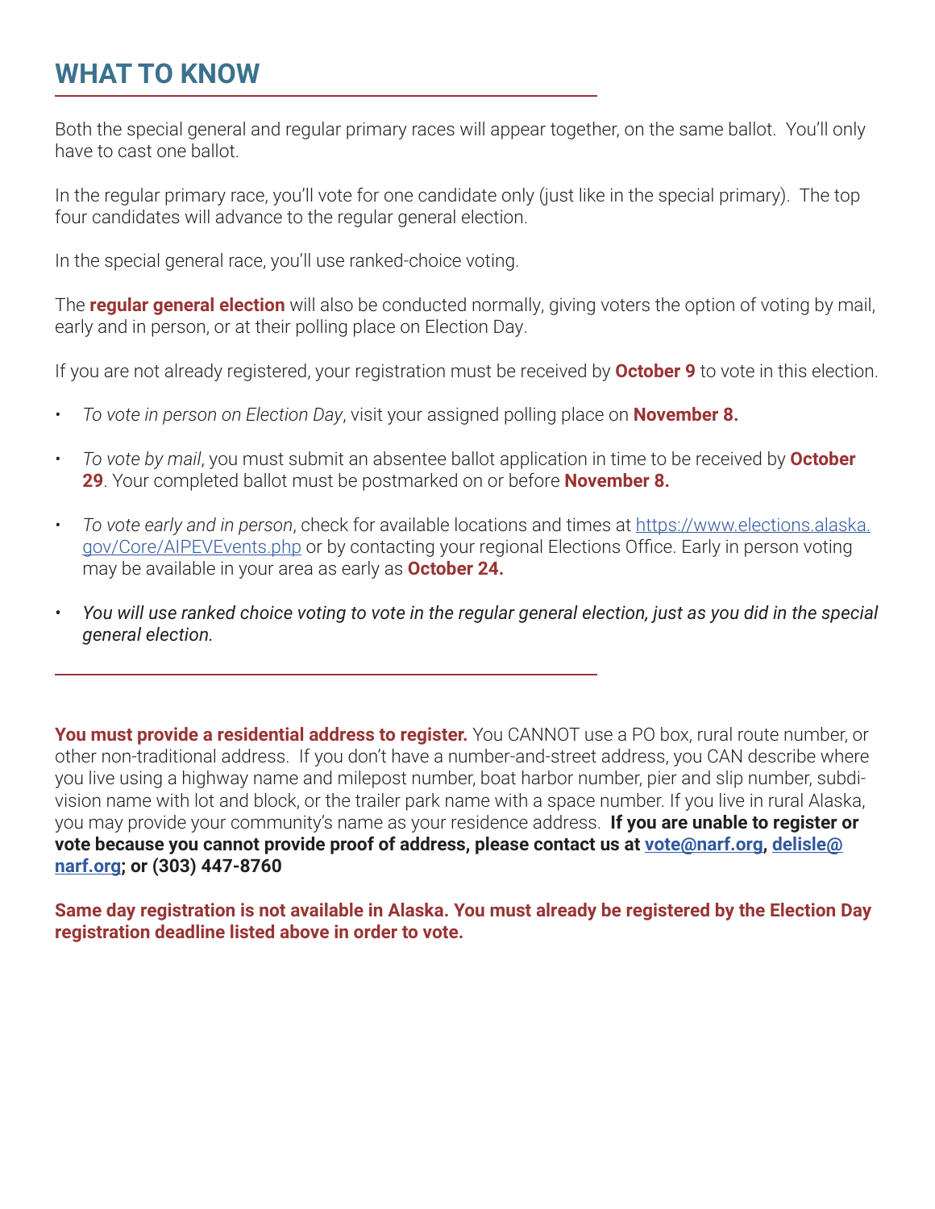## WHAT TO KNOW

Both the special general and regular primary races will appear together, on the same ballot. You'll only have to cast one ballot.

In the regular primary race, you'll vote for one candidate only (just like in the special primary). The top four candidates will advance to the regular general election.

In the special general race, you'll use ranked-choice voting.

The **regular general election** will also be conducted normally, giving voters the option of voting by mail, early and in person, or at their polling place on Election Day.

If you are not already registered, your registration must be received by **October 9** to vote in this election.

- *To vote in person on Election Day*, visit your assigned polling place on **November 8.**
- *To vote by mail*, you must submit an absentee ballot application in time to be received by **October 29**. Your completed ballot must be postmarked on or before **November 8.**
- *To vote early and in person*, check for available locations and times at [https://www.elections.alaska.gov/Core/AIPEVEvents.php](https://www.elections.alaska.gov/Core/AIPEVEvents.php) or by contacting your regional Elections Office. Early in person voting may be available in your area as early as **October 24.**
- *You will use ranked choice voting to vote in the regular general election, just as you did in the special general election.*

---

**You must provide a residential address to register.** You CANNOT use a PO box, rural route number, or other non-traditional address. If you don't have a number-and-street address, you CAN describe where you live using a highway name and milepost number, boat harbor number, pier and slip number, subdivision name with lot and block, or the trailer park name with a space number. If you live in rural Alaska, you may provide your community's name as your residence address. **If you are unable to register or vote because you cannot provide proof of address, please contact us at [vote@narf.org](mailto:vote@narf.org), [delisle@narf.org](mailto:delisle@narf.org); or (303) 447-8760**

**Same day registration is not available in Alaska. You must already be registered by the Election Day registration deadline listed above in order to vote.**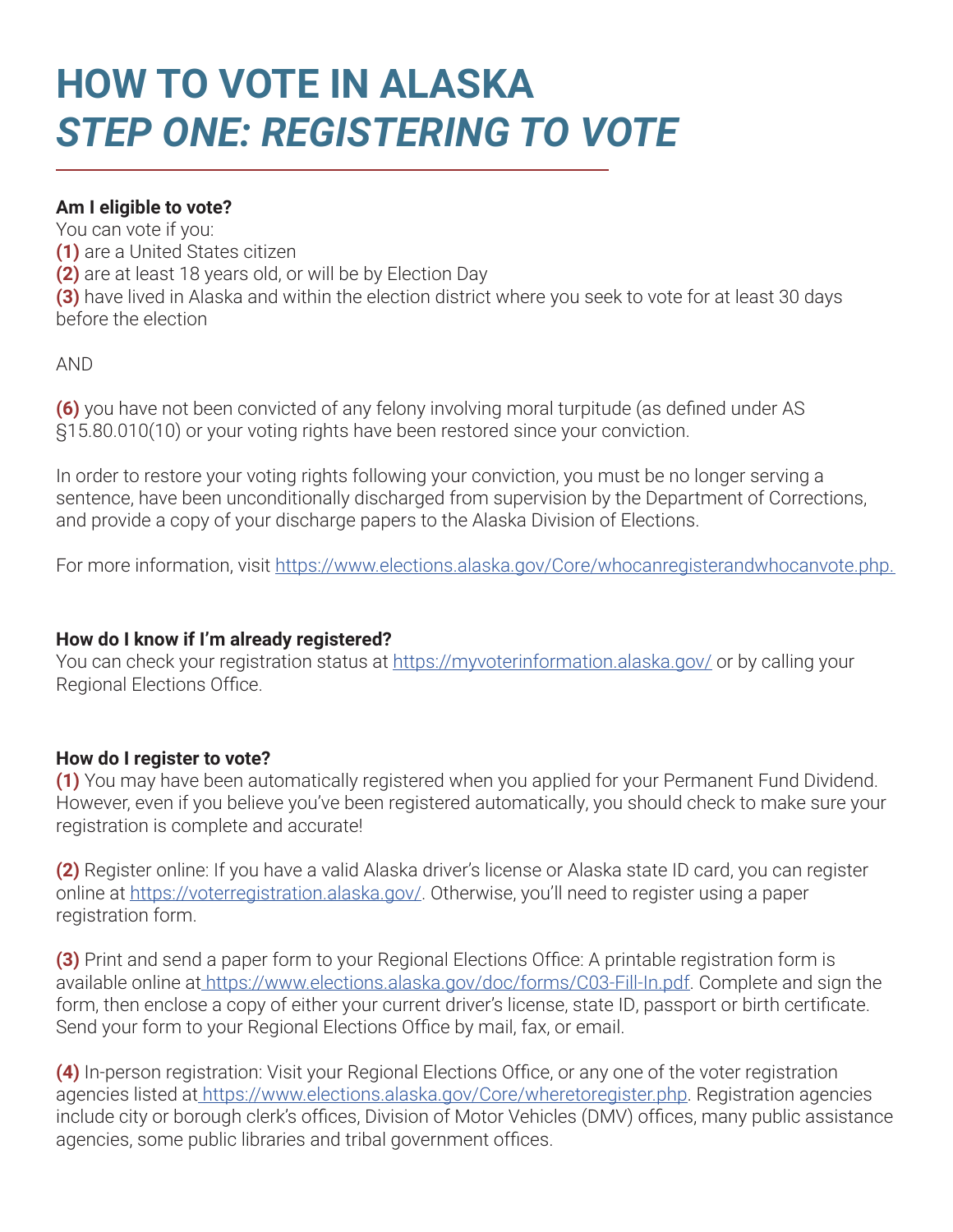# HOW TO VOTE IN ALASKA
## *STEP ONE: REGISTERING TO VOTE*

**Am I eligible to vote?**
You can vote if you:
**(1)** are a United States citizen
**(2)** are at least 18 years old, or will be by Election Day
**(3)** have lived in Alaska and within the election district where you seek to vote for at least 30 days before the election

AND

**(6)** you have not been convicted of any felony involving moral turpitude (as defined under AS §15.80.010(10) or your voting rights have been restored since your conviction.

In order to restore your voting rights following your conviction, you must be no longer serving a sentence, have been unconditionally discharged from supervision by the Department of Corrections, and provide a copy of your discharge papers to the Alaska Division of Elections.

For more information, visit https://www.elections.alaska.gov/Core/whocanregisterandwhocanvote.php.

**How do I know if I'm already registered?**
You can check your registration status at https://myvoterinformation.alaska.gov/ or by calling your Regional Elections Office.

**How do I register to vote?**
**(1)** You may have been automatically registered when you applied for your Permanent Fund Dividend. However, even if you believe you've been registered automatically, you should check to make sure your registration is complete and accurate!

**(2)** Register online: If you have a valid Alaska driver's license or Alaska state ID card, you can register online at https://voterregistration.alaska.gov/. Otherwise, you'll need to register using a paper registration form.

**(3)** Print and send a paper form to your Regional Elections Office: A printable registration form is available online at https://www.elections.alaska.gov/doc/forms/C03-Fill-In.pdf. Complete and sign the form, then enclose a copy of either your current driver's license, state ID, passport or birth certificate. Send your form to your Regional Elections Office by mail, fax, or email.

**(4)** In-person registration: Visit your Regional Elections Office, or any one of the voter registration agencies listed at https://www.elections.alaska.gov/Core/wheretoregister.php. Registration agencies include city or borough clerk's offices, Division of Motor Vehicles (DMV) offices, many public assistance agencies, some public libraries and tribal government offices.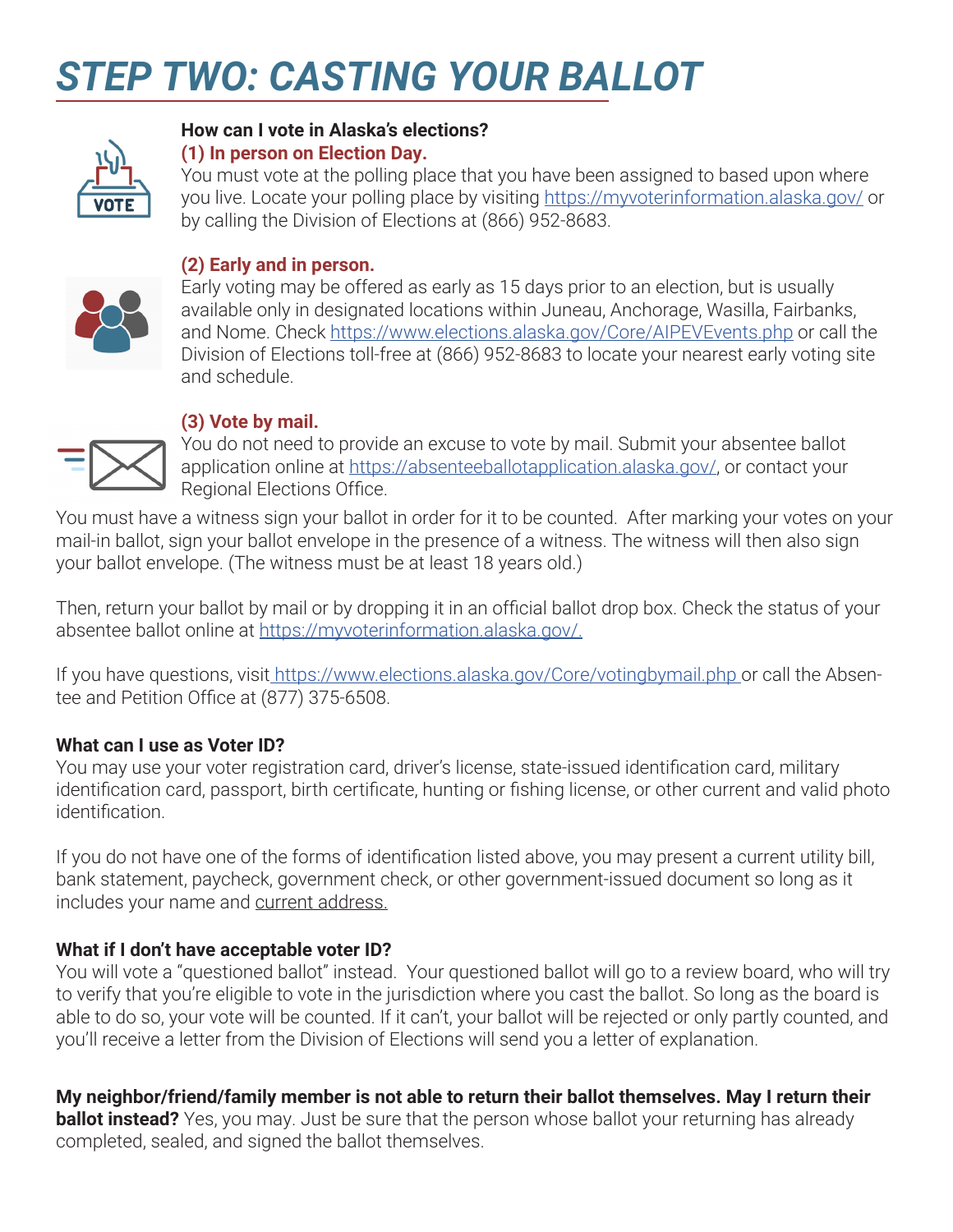# STEP TWO: CASTING YOUR BALLOT

**How can I vote in Alaska's elections?**

**(1) In person on Election Day.**
You must vote at the polling place that you have been assigned to based upon where you live. Locate your polling place by visiting https://myvoterinformation.alaska.gov/ or by calling the Division of Elections at (866) 952-8683.

**(2) Early and in person.**
Early voting may be offered as early as 15 days prior to an election, but is usually available only in designated locations within Juneau, Anchorage, Wasilla, Fairbanks, and Nome. Check https://www.elections.alaska.gov/Core/AIPEVEvents.php or call the Division of Elections toll-free at (866) 952-8683 to locate your nearest early voting site and schedule.

**(3) Vote by mail.**
You do not need to provide an excuse to vote by mail. Submit your absentee ballot application online at https://absenteeballotapplication.alaska.gov/, or contact your Regional Elections Office.

You must have a witness sign your ballot in order for it to be counted. After marking your votes on your mail-in ballot, sign your ballot envelope in the presence of a witness. The witness will then also sign your ballot envelope. (The witness must be at least 18 years old.)

Then, return your ballot by mail or by dropping it in an official ballot drop box. Check the status of your absentee ballot online at https://myvoterinformation.alaska.gov/.

If you have questions, visit https://www.elections.alaska.gov/Core/votingbymail.php or call the Absentee and Petition Office at (877) 375-6508.

**What can I use as Voter ID?**
You may use your voter registration card, driver's license, state-issued identification card, military identification card, passport, birth certificate, hunting or fishing license, or other current and valid photo identification.

If you do not have one of the forms of identification listed above, you may present a current utility bill, bank statement, paycheck, government check, or other government-issued document so long as it includes your name and current address.

**What if I don't have acceptable voter ID?**
You will vote a "questioned ballot" instead. Your questioned ballot will go to a review board, who will try to verify that you're eligible to vote in the jurisdiction where you cast the ballot. So long as the board is able to do so, your vote will be counted. If it can't, your ballot will be rejected or only partly counted, and you'll receive a letter from the Division of Elections will send you a letter of explanation.

**My neighbor/friend/family member is not able to return their ballot themselves. May I return their ballot instead?** Yes, you may. Just be sure that the person whose ballot your returning has already completed, sealed, and signed the ballot themselves.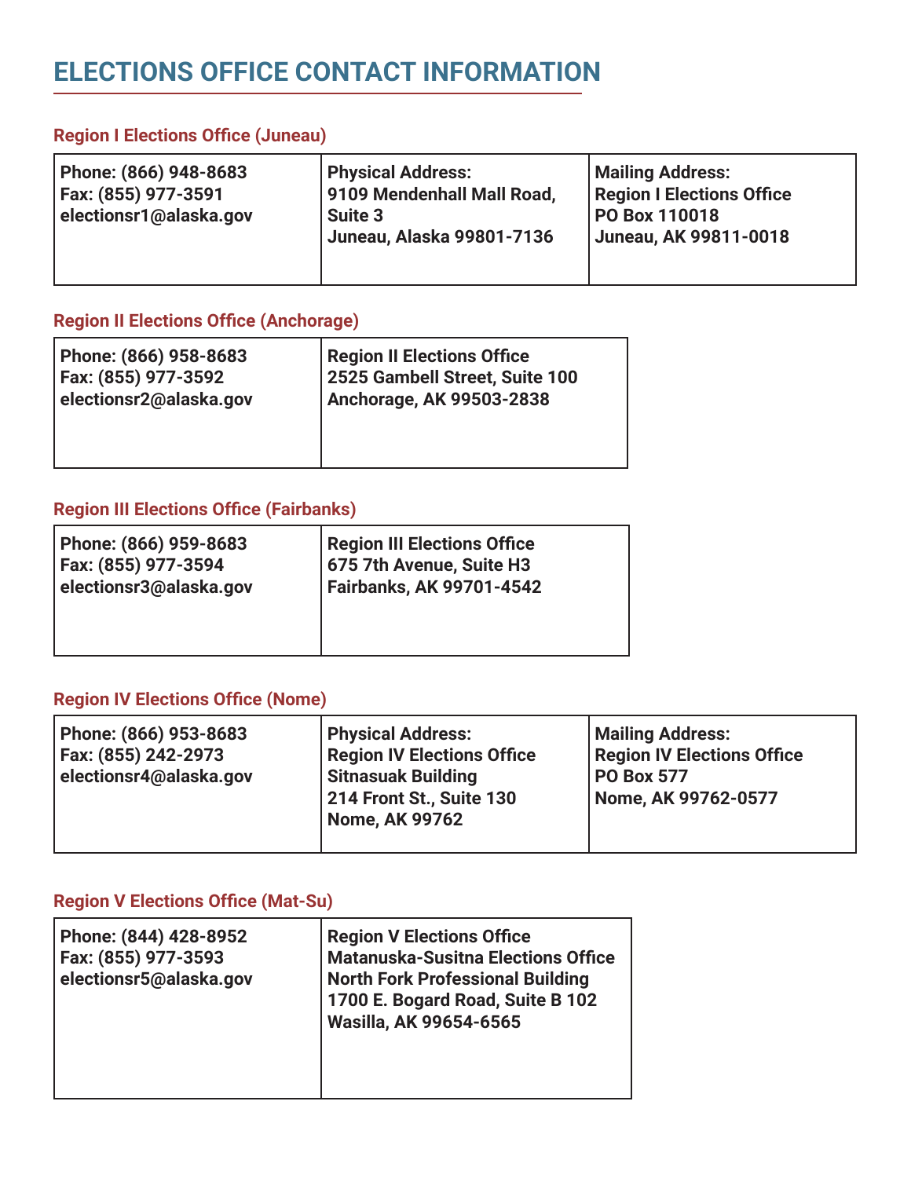# ELECTIONS OFFICE CONTACT INFORMATION

### Region I Elections Office (Juneau)

| | | |
|---|---|---|
| **Phone: (866) 948-8683**<br>**Fax: (855) 977-3591**<br>**electionsr1@alaska.gov** | **Physical Address:**<br>**9109 Mendenhall Mall Road, Suite 3**<br>**Juneau, Alaska 99801-7136** | **Mailing Address:**<br>**Region I Elections Office**<br>**PO Box 110018**<br>**Juneau, AK 99811-0018** |

### Region II Elections Office (Anchorage)

| | |
|---|---|
| **Phone: (866) 958-8683**<br>**Fax: (855) 977-3592**<br>**electionsr2@alaska.gov** | **Region II Elections Office**<br>**2525 Gambell Street, Suite 100**<br>**Anchorage, AK 99503-2838** |

### Region III Elections Office (Fairbanks)

| | |
|---|---|
| **Phone: (866) 959-8683**<br>**Fax: (855) 977-3594**<br>**electionsr3@alaska.gov** | **Region III Elections Office**<br>**675 7th Avenue, Suite H3**<br>**Fairbanks, AK 99701-4542** |

### Region IV Elections Office (Nome)

| | | |
|---|---|---|
| **Phone: (866) 953-8683**<br>**Fax: (855) 242-2973**<br>**electionsr4@alaska.gov** | **Physical Address:**<br>**Region IV Elections Office**<br>**Sitnasuak Building**<br>**214 Front St., Suite 130**<br>**Nome, AK 99762** | **Mailing Address:**<br>**Region IV Elections Office**<br>**PO Box 577**<br>**Nome, AK 99762-0577** |

### Region V Elections Office (Mat-Su)

| | |
|---|---|
| **Phone: (844) 428-8952**<br>**Fax: (855) 977-3593**<br>**electionsr5@alaska.gov** | **Region V Elections Office**<br>**Matanuska-Susitna Elections Office**<br>**North Fork Professional Building**<br>**1700 E. Bogard Road, Suite B 102**<br>**Wasilla, AK 99654-6565** |